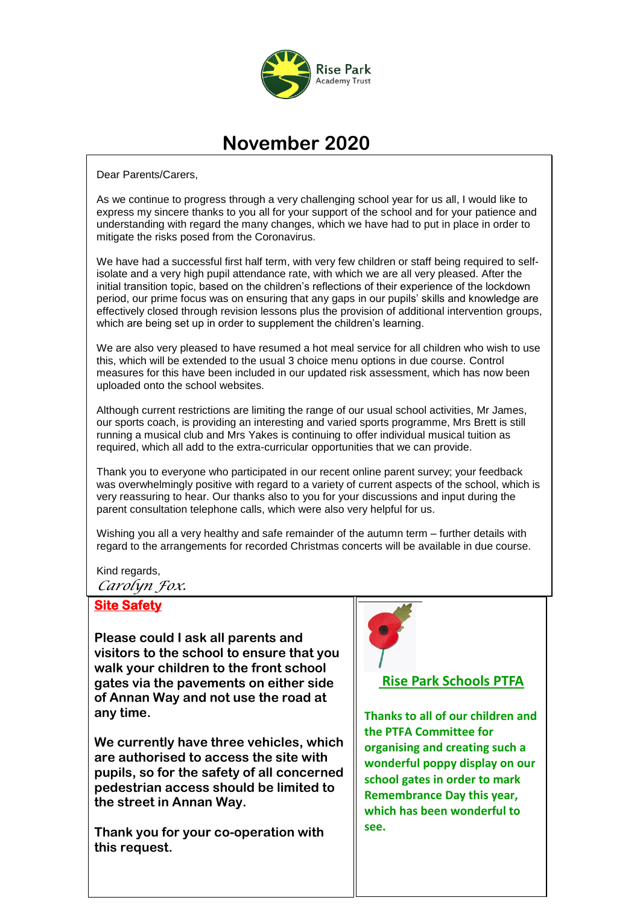Rise Park
Academy Trust

# November 2020

Dear Parents/Carers,

As we continue to progress through a very challenging school year for us all, I would like to express my sincere thanks to you all for your support of the school and for your patience and understanding with regard the many changes, which we have had to put in place in order to mitigate the risks posed from the Coronavirus.

We have had a successful first half term, with very few children or staff being required to self-isolate and a very high pupil attendance rate, with which we are all very pleased. After the initial transition topic, based on the children's reflections of their experience of the lockdown period, our prime focus was on ensuring that any gaps in our pupils' skills and knowledge are effectively closed through revision lessons plus the provision of additional intervention groups, which are being set up in order to supplement the children's learning.

We are also very pleased to have resumed a hot meal service for all children who wish to use this, which will be extended to the usual 3 choice menu options in due course. Control measures for this have been included in our updated risk assessment, which has now been uploaded onto the school websites.

Although current restrictions are limiting the range of our usual school activities, Mr James, our sports coach, is providing an interesting and varied sports programme, Mrs Brett is still running a musical club and Mrs Yakes is continuing to offer individual musical tuition as required, which all add to the extra-curricular opportunities that we can provide.

Thank you to everyone who participated in our recent online parent survey; your feedback was overwhelmingly positive with regard to a variety of current aspects of the school, which is very reassuring to hear. Our thanks also to you for your discussions and input during the parent consultation telephone calls, which were also very helpful for us.

Wishing you all a very healthy and safe remainder of the autumn term – further details with regard to the arrangements for recorded Christmas concerts will be available in due course.

Kind regards,
*Carolyn Fox.*

## Site Safety

**Please could I ask all parents and visitors to the school to ensure that you walk your children to the front school gates via the pavements on either side of Annan Way and not use the road at any time.**

**We currently have three vehicles, which are authorised to access the site with pupils, so for the safety of all concerned pedestrian access should be limited to the street in Annan Way.**

**Thank you for your co-operation with this request.**

## Rise Park Schools PTFA

**Thanks to all of our children and the PTFA Committee for organising and creating such a wonderful poppy display on our school gates in order to mark Remembrance Day this year, which has been wonderful to see.**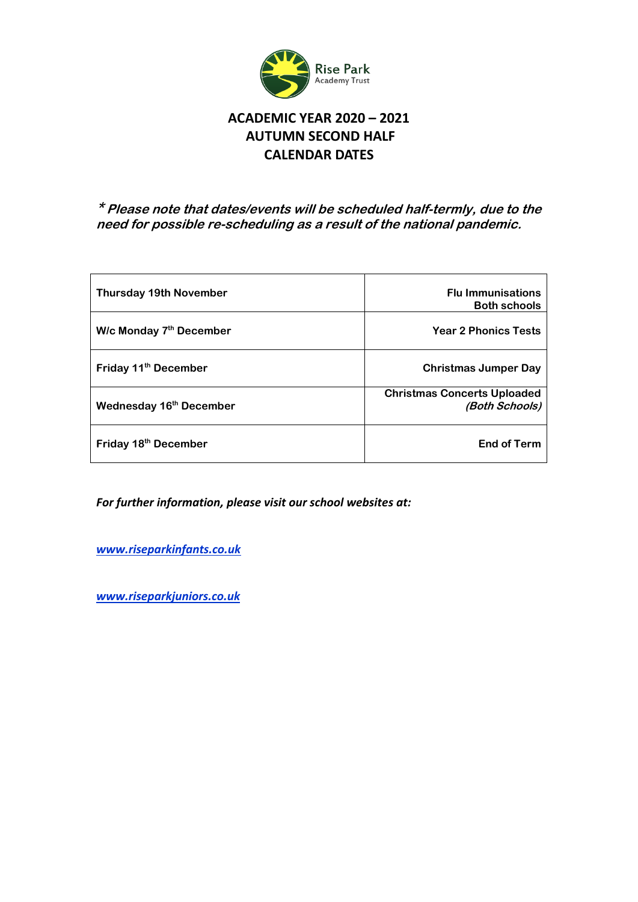Rise Park
Academy Trust

# ACADEMIC YEAR 2020 – 2021
# AUTUMN SECOND HALF
# CALENDAR DATES

***\* Please note that dates/events will be scheduled half-termly, due to the need for possible re-scheduling as a result of the national pandemic.***

| | |
|---|---|
| **Thursday 19th November** | **Flu Immunisations Both schools** |
| **W/c Monday 7th December** | **Year 2 Phonics Tests** |
| **Friday 11th December** | **Christmas Jumper Day** |
| **Wednesday 16th December** | **Christmas Concerts Uploaded *(Both Schools)*** |
| **Friday 18th December** | **End of Term** |

***For further information, please visit our school websites at:***

***www.riseparkinfants.co.uk***

***www.riseparkjuniors.co.uk***